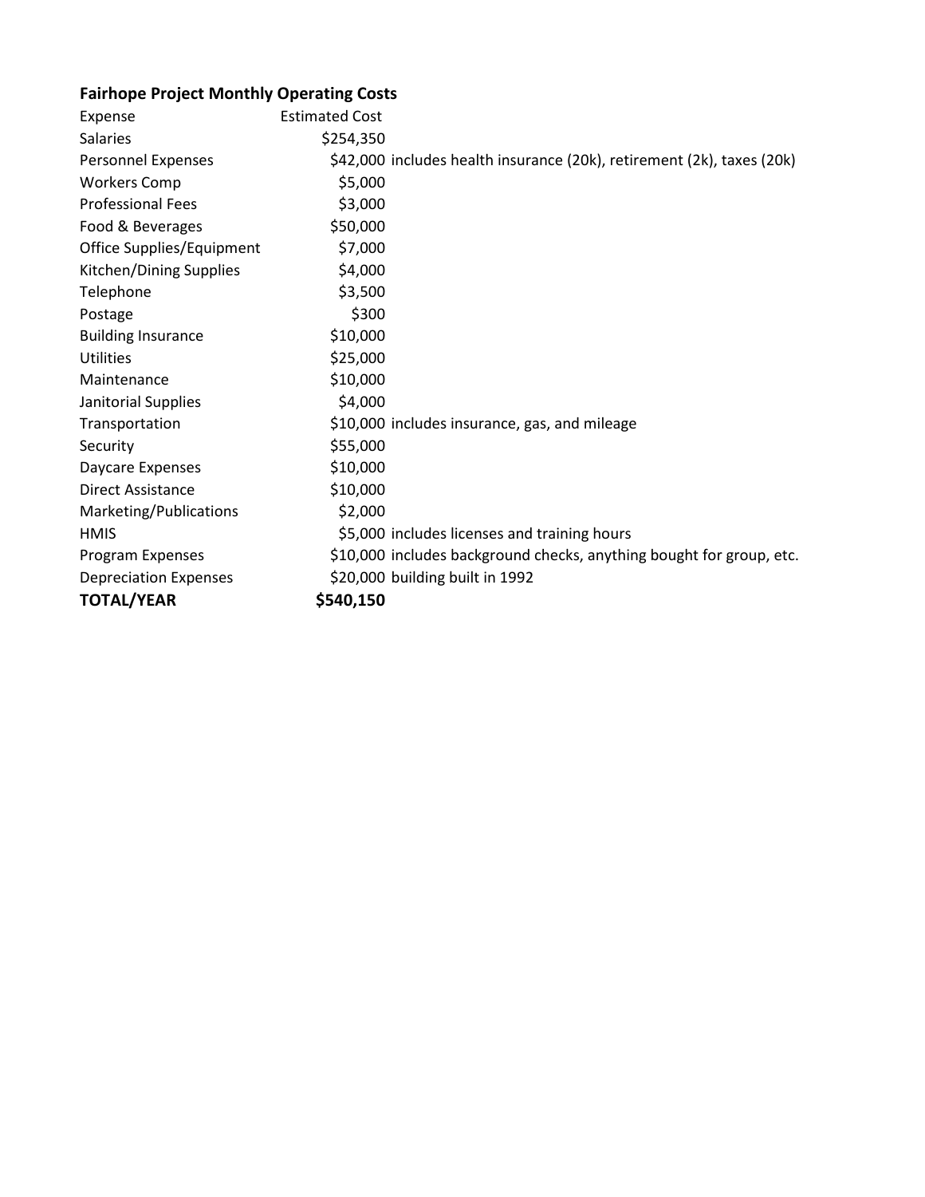**Fairhope Project Monthly Operating Costs**

| Expense | Estimated Cost | |
|---|---|---|
| Salaries | $254,350 | |
| Personnel Expenses | $42,000 | includes health insurance (20k), retirement (2k), taxes (20k) |
| Workers Comp | $5,000 | |
| Professional Fees | $3,000 | |
| Food & Beverages | $50,000 | |
| Office Supplies/Equipment | $7,000 | |
| Kitchen/Dining Supplies | $4,000 | |
| Telephone | $3,500 | |
| Postage | $300 | |
| Building Insurance | $10,000 | |
| Utilities | $25,000 | |
| Maintenance | $10,000 | |
| Janitorial Supplies | $4,000 | |
| Transportation | $10,000 | includes insurance, gas, and mileage |
| Security | $55,000 | |
| Daycare Expenses | $10,000 | |
| Direct Assistance | $10,000 | |
| Marketing/Publications | $2,000 | |
| HMIS | $5,000 | includes licenses and training hours |
| Program Expenses | $10,000 | includes background checks, anything bought for group, etc. |
| Depreciation Expenses | $20,000 | building built in 1992 |
| **TOTAL/YEAR** | **$540,150** | |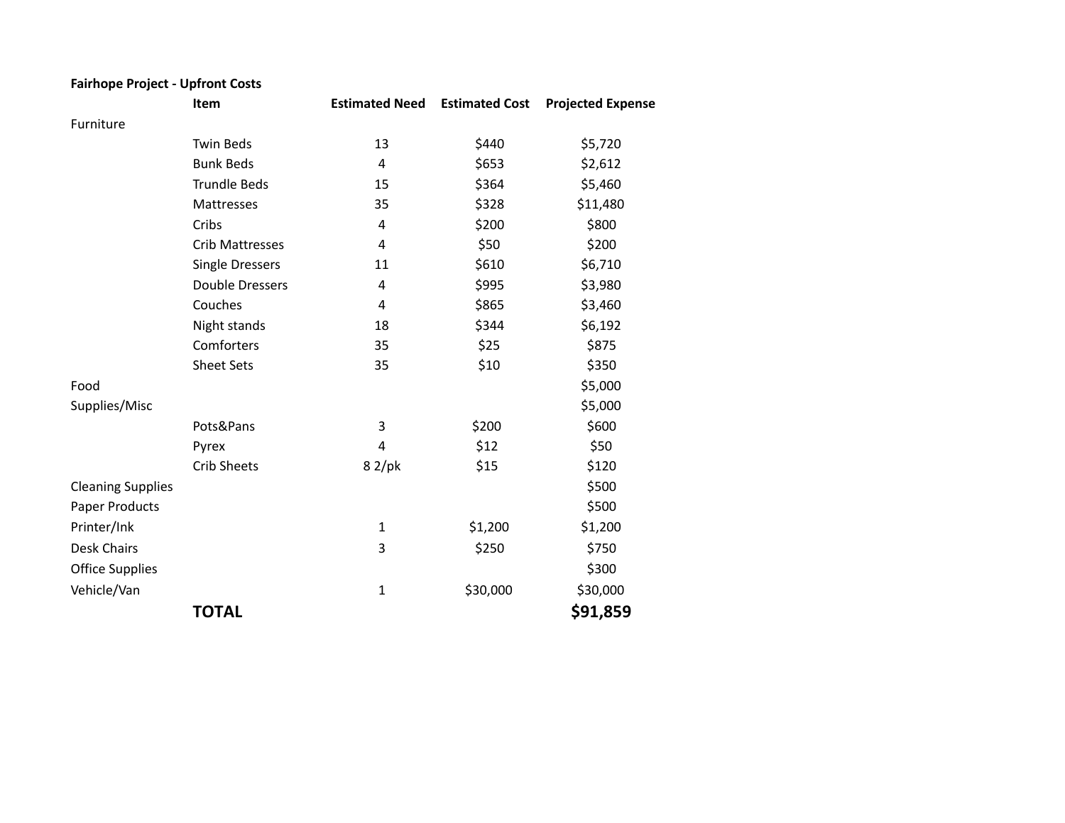**Fairhope Project - Upfront Costs**

| | Item | Estimated Need | Estimated Cost | Projected Expense |
|---|---|---|---|---|
| Furniture | | | | |
| | Twin Beds | 13 | $440 | $5,720 |
| | Bunk Beds | 4 | $653 | $2,612 |
| | Trundle Beds | 15 | $364 | $5,460 |
| | Mattresses | 35 | $328 | $11,480 |
| | Cribs | 4 | $200 | $800 |
| | Crib Mattresses | 4 | $50 | $200 |
| | Single Dressers | 11 | $610 | $6,710 |
| | Double Dressers | 4 | $995 | $3,980 |
| | Couches | 4 | $865 | $3,460 |
| | Night stands | 18 | $344 | $6,192 |
| | Comforters | 35 | $25 | $875 |
| | Sheet Sets | 35 | $10 | $350 |
| Food | | | | $5,000 |
| Supplies/Misc | | | | $5,000 |
| | Pots&Pans | 3 | $200 | $600 |
| | Pyrex | 4 | $12 | $50 |
| | Crib Sheets | 8 2/pk | $15 | $120 |
| Cleaning Supplies | | | | $500 |
| Paper Products | | | | $500 |
| Printer/Ink | | 1 | $1,200 | $1,200 |
| Desk Chairs | | 3 | $250 | $750 |
| Office Supplies | | | | $300 |
| Vehicle/Van | | 1 | $30,000 | $30,000 |
| | **TOTAL** | | | **$91,859** |